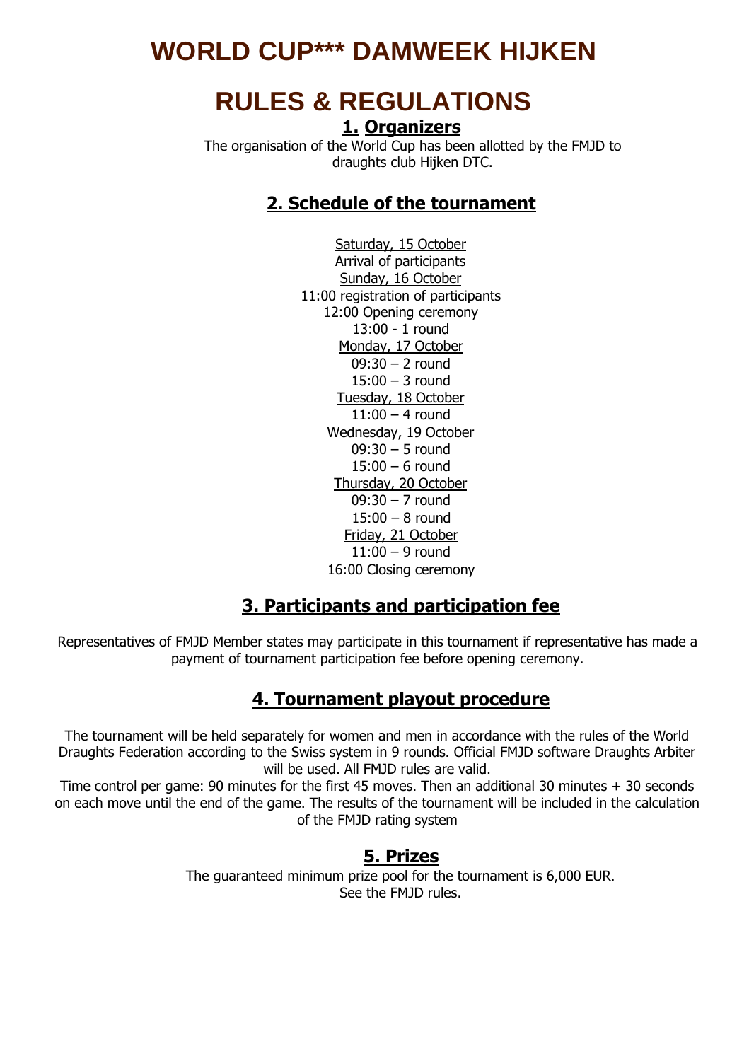# WORLD CUP*** DAMWEEK HIJKEN

# RULES & REGULATIONS

## 1. Organizers

The organisation of the World Cup has been allotted by the FMJD to draughts club Hijken DTC.

## 2. Schedule of the tournament

Saturday, 15 October
Arrival of participants
Sunday, 16 October
11:00 registration of participants
12:00 Opening ceremony
13:00 - 1 round
Monday, 17 October
09:30 – 2 round
15:00 – 3 round
Tuesday, 18 October
11:00 – 4 round
Wednesday, 19 October
09:30 – 5 round
15:00 – 6 round
Thursday, 20 October
09:30 – 7 round
15:00 – 8 round
Friday, 21 October
11:00 – 9 round
16:00 Closing ceremony

## 3. Participants and participation fee

Representatives of FMJD Member states may participate in this tournament if representative has made a payment of tournament participation fee before opening ceremony.

## 4. Tournament playout procedure

The tournament will be held separately for women and men in accordance with the rules of the World Draughts Federation according to the Swiss system in 9 rounds. Official FMJD software Draughts Arbiter will be used. All FMJD rules are valid.

Time control per game: 90 minutes for the first 45 moves. Then an additional 30 minutes + 30 seconds on each move until the end of the game. The results of the tournament will be included in the calculation of the FMJD rating system

## 5. Prizes

The guaranteed minimum prize pool for the tournament is 6,000 EUR.
See the FMJD rules.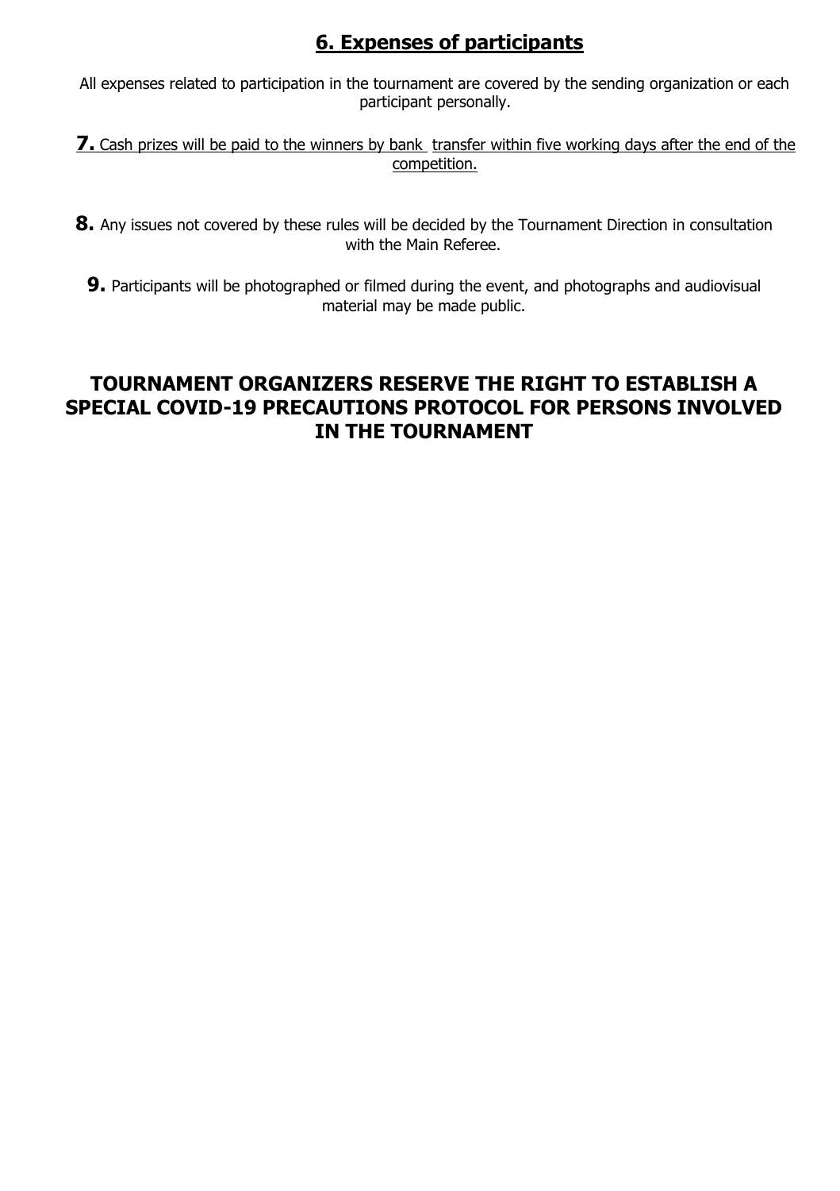## 6. Expenses of participants

All expenses related to participation in the tournament are covered by the sending organization or each participant personally.

**7.** Cash prizes will be paid to the winners by bank transfer within five working days after the end of the competition.

**8.** Any issues not covered by these rules will be decided by the Tournament Direction in consultation with the Main Referee.

**9.** Participants will be photographed or filmed during the event, and photographs and audiovisual material may be made public.

**TOURNAMENT ORGANIZERS RESERVE THE RIGHT TO ESTABLISH A SPECIAL COVID-19 PRECAUTIONS PROTOCOL FOR PERSONS INVOLVED IN THE TOURNAMENT**